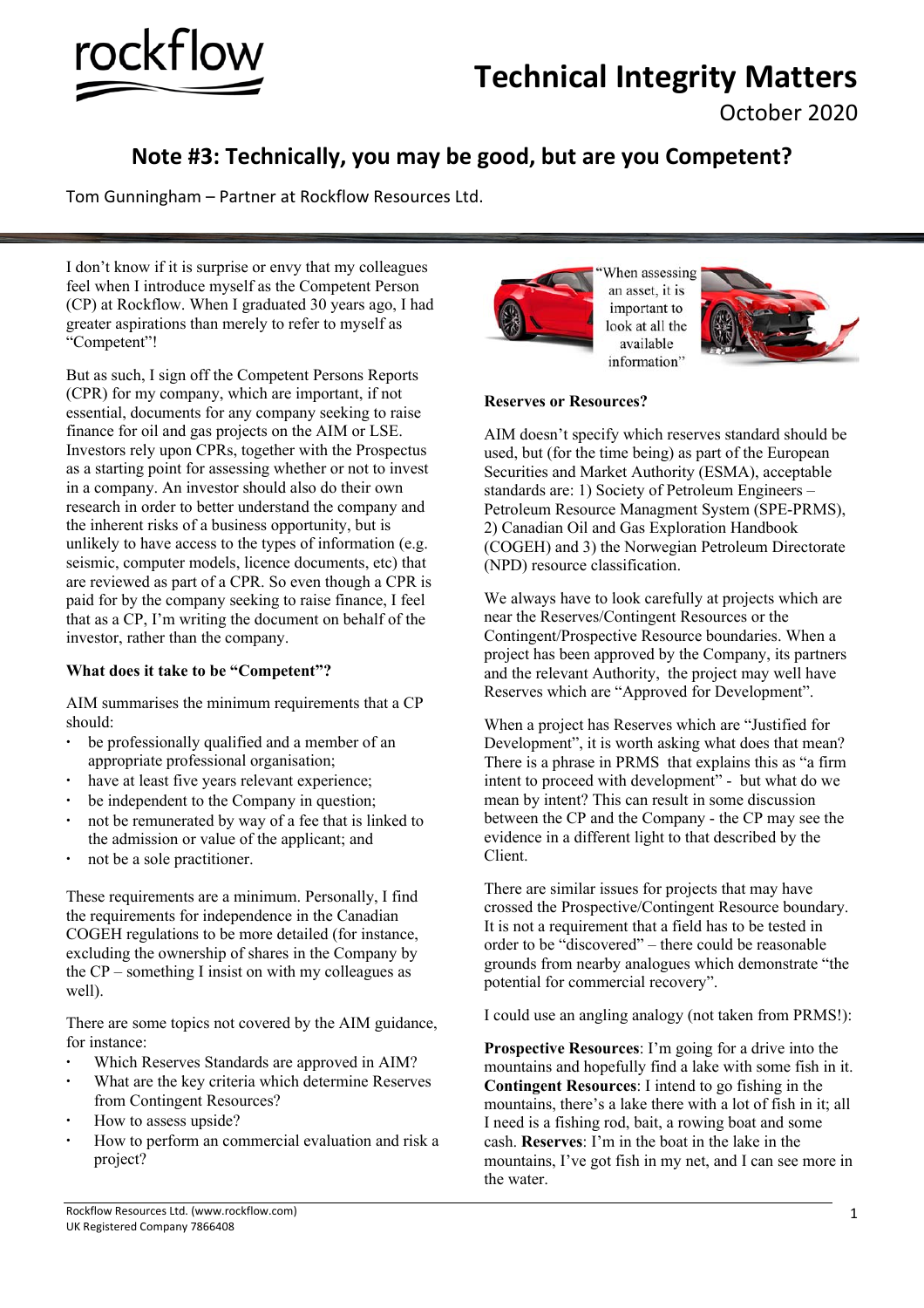# Technical Integrity Matters

October 2020

## Note #3: Technically, you may be good, but are you Competent?

Tom Gunningham – Partner at Rockflow Resources Ltd.

I don't know if it is surprise or envy that my colleagues feel when I introduce myself as the Competent Person (CP) at Rockflow. When I graduated 30 years ago, I had greater aspirations than merely to refer to myself as "Competent"!

But as such, I sign off the Competent Persons Reports (CPR) for my company, which are important, if not essential, documents for any company seeking to raise finance for oil and gas projects on the AIM or LSE. Investors rely upon CPRs, together with the Prospectus as a starting point for assessing whether or not to invest in a company. An investor should also do their own research in order to better understand the company and the inherent risks of a business opportunity, but is unlikely to have access to the types of information (e.g. seismic, computer models, licence documents, etc) that are reviewed as part of a CPR. So even though a CPR is paid for by the company seeking to raise finance, I feel that as a CP, I'm writing the document on behalf of the investor, rather than the company.

**What does it take to be "Competent"?**

AIM summarises the minimum requirements that a CP should:

- be professionally qualified and a member of an appropriate professional organisation;
- have at least five years relevant experience;
- be independent to the Company in question;
- not be remunerated by way of a fee that is linked to the admission or value of the applicant; and
- not be a sole practitioner.

These requirements are a minimum. Personally, I find the requirements for independence in the Canadian COGEH regulations to be more detailed (for instance, excluding the ownership of shares in the Company by the CP – something I insist on with my colleagues as well).

There are some topics not covered by the AIM guidance, for instance:

- Which Reserves Standards are approved in AIM?
- What are the key criteria which determine Reserves from Contingent Resources?
- How to assess upside?
- How to perform an commercial evaluation and risk a project?

"When assessing an asset, it is important to look at all the available information"

**Reserves or Resources?**

AIM doesn't specify which reserves standard should be used, but (for the time being) as part of the European Securities and Market Authority (ESMA), acceptable standards are: 1) Society of Petroleum Engineers – Petroleum Resource Managment System (SPE-PRMS), 2) Canadian Oil and Gas Exploration Handbook (COGEH) and 3) the Norwegian Petroleum Directorate (NPD) resource classification.

We always have to look carefully at projects which are near the Reserves/Contingent Resources or the Contingent/Prospective Resource boundaries. When a project has been approved by the Company, its partners and the relevant Authority, the project may well have Reserves which are "Approved for Development".

When a project has Reserves which are "Justified for Development", it is worth asking what does that mean? There is a phrase in PRMS that explains this as "a firm intent to proceed with development" - but what do we mean by intent? This can result in some discussion between the CP and the Company - the CP may see the evidence in a different light to that described by the Client.

There are similar issues for projects that may have crossed the Prospective/Contingent Resource boundary. It is not a requirement that a field has to be tested in order to be "discovered" – there could be reasonable grounds from nearby analogues which demonstrate "the potential for commercial recovery".

I could use an angling analogy (not taken from PRMS!):

**Prospective Resources**: I'm going for a drive into the mountains and hopefully find a lake with some fish in it. **Contingent Resources**: I intend to go fishing in the mountains, there's a lake there with a lot of fish in it; all I need is a fishing rod, bait, a rowing boat and some cash. **Reserves**: I'm in the boat in the lake in the mountains, I've got fish in my net, and I can see more in the water.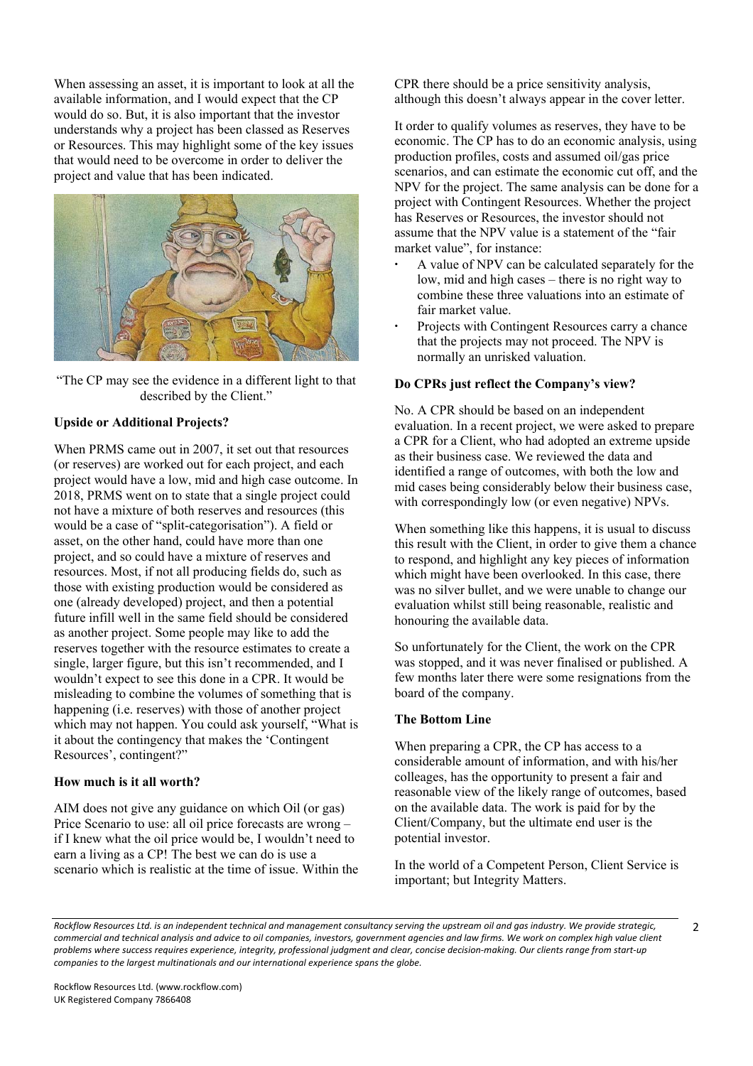When assessing an asset, it is important to look at all the available information, and I would expect that the CP would do so. But, it is also important that the investor understands why a project has been classed as Reserves or Resources. This may highlight some of the key issues that would need to be overcome in order to deliver the project and value that has been indicated.

"The CP may see the evidence in a different light to that described by the Client."

**Upside or Additional Projects?**

When PRMS came out in 2007, it set out that resources (or reserves) are worked out for each project, and each project would have a low, mid and high case outcome. In 2018, PRMS went on to state that a single project could not have a mixture of both reserves and resources (this would be a case of "split-categorisation"). A field or asset, on the other hand, could have more than one project, and so could have a mixture of reserves and resources. Most, if not all producing fields do, such as those with existing production would be considered as one (already developed) project, and then a potential future infill well in the same field should be considered as another project. Some people may like to add the reserves together with the resource estimates to create a single, larger figure, but this isn't recommended, and I wouldn't expect to see this done in a CPR. It would be misleading to combine the volumes of something that is happening (i.e. reserves) with those of another project which may not happen. You could ask yourself, "What is it about the contingency that makes the 'Contingent Resources', contingent?"

**How much is it all worth?**

AIM does not give any guidance on which Oil (or gas) Price Scenario to use: all oil price forecasts are wrong – if I knew what the oil price would be, I wouldn't need to earn a living as a CP! The best we can do is use a scenario which is realistic at the time of issue. Within the CPR there should be a price sensitivity analysis, although this doesn't always appear in the cover letter.

It order to qualify volumes as reserves, they have to be economic. The CP has to do an economic analysis, using production profiles, costs and assumed oil/gas price scenarios, and can estimate the economic cut off, and the NPV for the project. The same analysis can be done for a project with Contingent Resources. Whether the project has Reserves or Resources, the investor should not assume that the NPV value is a statement of the "fair market value", for instance:

- A value of NPV can be calculated separately for the low, mid and high cases – there is no right way to combine these three valuations into an estimate of fair market value.
- Projects with Contingent Resources carry a chance that the projects may not proceed. The NPV is normally an unrisked valuation.

**Do CPRs just reflect the Company's view?**

No. A CPR should be based on an independent evaluation. In a recent project, we were asked to prepare a CPR for a Client, who had adopted an extreme upside as their business case. We reviewed the data and identified a range of outcomes, with both the low and mid cases being considerably below their business case, with correspondingly low (or even negative) NPVs.

When something like this happens, it is usual to discuss this result with the Client, in order to give them a chance to respond, and highlight any key pieces of information which might have been overlooked. In this case, there was no silver bullet, and we were unable to change our evaluation whilst still being reasonable, realistic and honouring the available data.

So unfortunately for the Client, the work on the CPR was stopped, and it was never finalised or published. A few months later there were some resignations from the board of the company.

**The Bottom Line**

When preparing a CPR, the CP has access to a considerable amount of information, and with his/her colleages, has the opportunity to present a fair and reasonable view of the likely range of outcomes, based on the available data. The work is paid for by the Client/Company, but the ultimate end user is the potential investor.

In the world of a Competent Person, Client Service is important; but Integrity Matters.

*Rockflow Resources Ltd. is an independent technical and management consultancy serving the upstream oil and gas industry. We provide strategic, commercial and technical analysis and advice to oil companies, investors, government agencies and law firms. We work on complex high value client problems where success requires experience, integrity, professional judgment and clear, concise decision-making. Our clients range from start-up companies to the largest multinationals and our international experience spans the globe.*

Rockflow Resources Ltd. (www.rockflow.com)
UK Registered Company 7866408